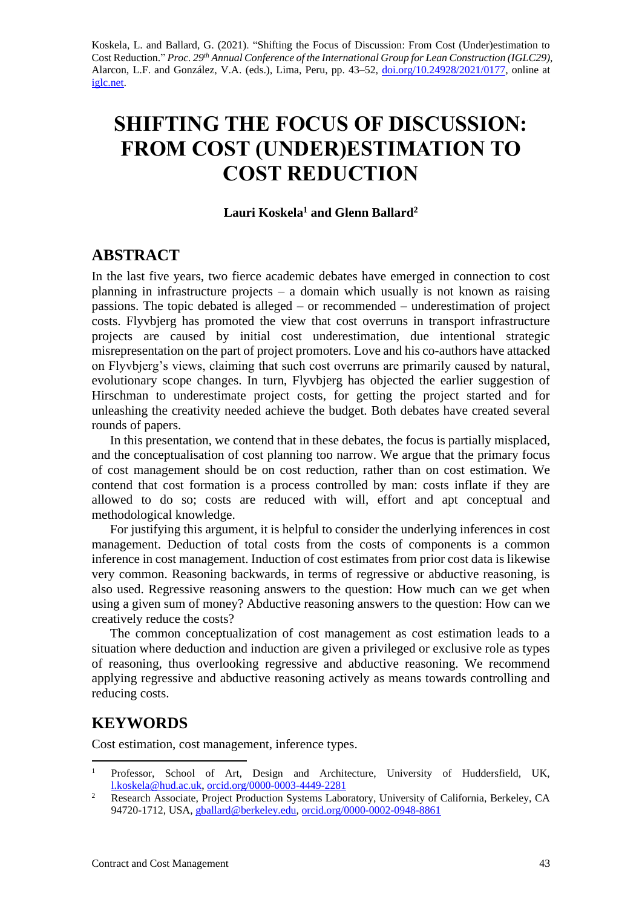Koskela, L. and Ballard, G. (2021). "Shifting the Focus of Discussion: From Cost (Under)estimation to Cost Reduction." *Proc. 29th Annual Conference of the International Group for Lean Construction (IGLC29)*, Alarcon, L.F. and González, V.A. (eds.), Lima, Peru, pp. 43–52, doi.org/10.24928/2021/0177, online at iglc.net.

# SHIFTING THE FOCUS OF DISCUSSION: FROM COST (UNDER)ESTIMATION TO COST REDUCTION

**Lauri Koskela[1] and Glenn Ballard[2]**

## ABSTRACT

In the last five years, two fierce academic debates have emerged in connection to cost planning in infrastructure projects – a domain which usually is not known as raising passions. The topic debated is alleged – or recommended – underestimation of project costs. Flyvbjerg has promoted the view that cost overruns in transport infrastructure projects are caused by initial cost underestimation, due intentional strategic misrepresentation on the part of project promoters. Love and his co-authors have attacked on Flyvbjerg's views, claiming that such cost overruns are primarily caused by natural, evolutionary scope changes. In turn, Flyvbjerg has objected the earlier suggestion of Hirschman to underestimate project costs, for getting the project started and for unleashing the creativity needed achieve the budget. Both debates have created several rounds of papers.

In this presentation, we contend that in these debates, the focus is partially misplaced, and the conceptualisation of cost planning too narrow. We argue that the primary focus of cost management should be on cost reduction, rather than on cost estimation. We contend that cost formation is a process controlled by man: costs inflate if they are allowed to do so; costs are reduced with will, effort and apt conceptual and methodological knowledge.

For justifying this argument, it is helpful to consider the underlying inferences in cost management. Deduction of total costs from the costs of components is a common inference in cost management. Induction of cost estimates from prior cost data is likewise very common. Reasoning backwards, in terms of regressive or abductive reasoning, is also used. Regressive reasoning answers to the question: How much can we get when using a given sum of money? Abductive reasoning answers to the question: How can we creatively reduce the costs?

The common conceptualization of cost management as cost estimation leads to a situation where deduction and induction are given a privileged or exclusive role as types of reasoning, thus overlooking regressive and abductive reasoning. We recommend applying regressive and abductive reasoning actively as means towards controlling and reducing costs.

## KEYWORDS

Cost estimation, cost management, inference types.

---

[1] Professor, School of Art, Design and Architecture, University of Huddersfield, UK, l.koskela@hud.ac.uk, orcid.org/0000-0003-4449-2281

[2] Research Associate, Project Production Systems Laboratory, University of California, Berkeley, CA 94720-1712, USA, gballard@berkeley.edu, orcid.org/0000-0002-0948-8861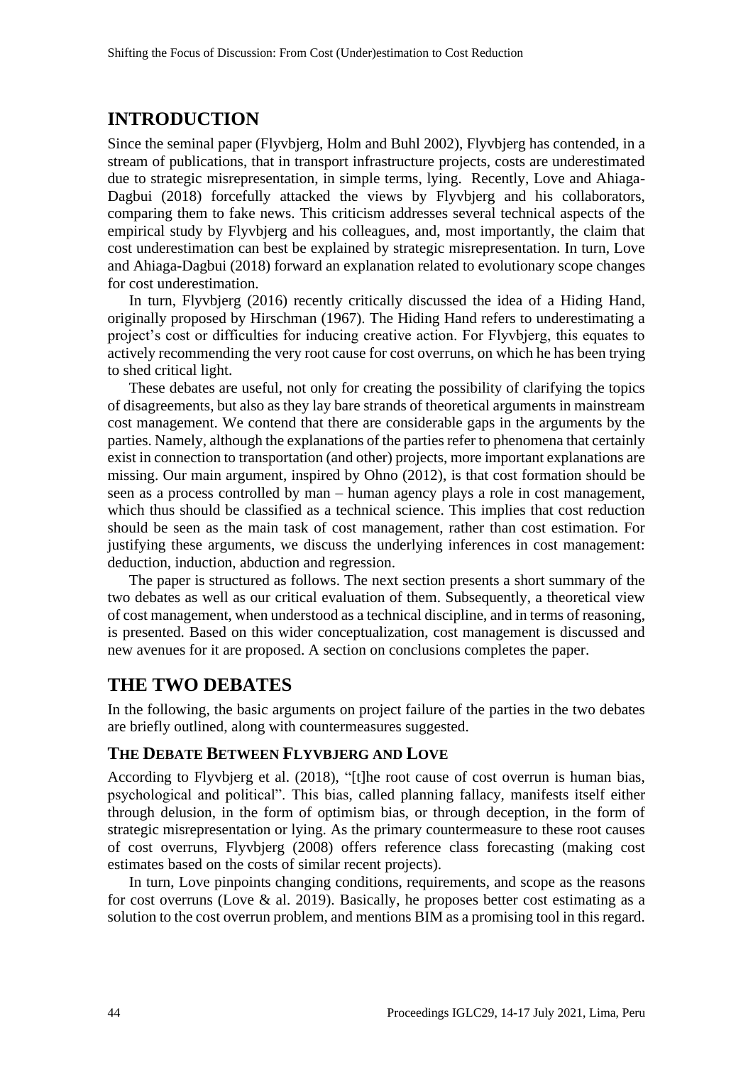## INTRODUCTION

Since the seminal paper (Flyvbjerg, Holm and Buhl 2002), Flyvbjerg has contended, in a stream of publications, that in transport infrastructure projects, costs are underestimated due to strategic misrepresentation, in simple terms, lying. Recently, Love and Ahiaga-Dagbui (2018) forcefully attacked the views by Flyvbjerg and his collaborators, comparing them to fake news. This criticism addresses several technical aspects of the empirical study by Flyvbjerg and his colleagues, and, most importantly, the claim that cost underestimation can best be explained by strategic misrepresentation. In turn, Love and Ahiaga-Dagbui (2018) forward an explanation related to evolutionary scope changes for cost underestimation.

In turn, Flyvbjerg (2016) recently critically discussed the idea of a Hiding Hand, originally proposed by Hirschman (1967). The Hiding Hand refers to underestimating a project's cost or difficulties for inducing creative action. For Flyvbjerg, this equates to actively recommending the very root cause for cost overruns, on which he has been trying to shed critical light.

These debates are useful, not only for creating the possibility of clarifying the topics of disagreements, but also as they lay bare strands of theoretical arguments in mainstream cost management. We contend that there are considerable gaps in the arguments by the parties. Namely, although the explanations of the parties refer to phenomena that certainly exist in connection to transportation (and other) projects, more important explanations are missing. Our main argument, inspired by Ohno (2012), is that cost formation should be seen as a process controlled by man – human agency plays a role in cost management, which thus should be classified as a technical science. This implies that cost reduction should be seen as the main task of cost management, rather than cost estimation. For justifying these arguments, we discuss the underlying inferences in cost management: deduction, induction, abduction and regression.

The paper is structured as follows. The next section presents a short summary of the two debates as well as our critical evaluation of them. Subsequently, a theoretical view of cost management, when understood as a technical discipline, and in terms of reasoning, is presented. Based on this wider conceptualization, cost management is discussed and new avenues for it are proposed. A section on conclusions completes the paper.

## THE TWO DEBATES

In the following, the basic arguments on project failure of the parties in the two debates are briefly outlined, along with countermeasures suggested.

### THE DEBATE BETWEEN FLYVBJERG AND LOVE

According to Flyvbjerg et al. (2018), "[t]he root cause of cost overrun is human bias, psychological and political". This bias, called planning fallacy, manifests itself either through delusion, in the form of optimism bias, or through deception, in the form of strategic misrepresentation or lying. As the primary countermeasure to these root causes of cost overruns, Flyvbjerg (2008) offers reference class forecasting (making cost estimates based on the costs of similar recent projects).

In turn, Love pinpoints changing conditions, requirements, and scope as the reasons for cost overruns (Love & al. 2019). Basically, he proposes better cost estimating as a solution to the cost overrun problem, and mentions BIM as a promising tool in this regard.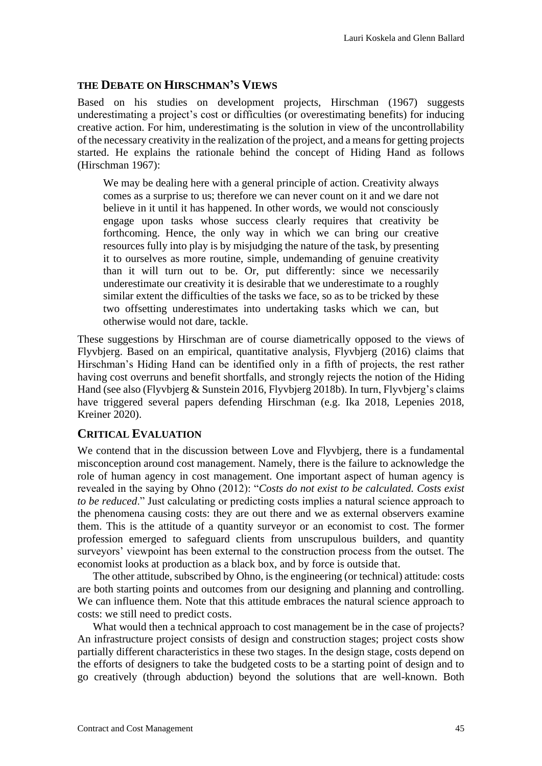## The Debate on Hirschman's Views

Based on his studies on development projects, Hirschman (1967) suggests underestimating a project's cost or difficulties (or overestimating benefits) for inducing creative action. For him, underestimating is the solution in view of the uncontrollability of the necessary creativity in the realization of the project, and a means for getting projects started. He explains the rationale behind the concept of Hiding Hand as follows (Hirschman 1967):

> We may be dealing here with a general principle of action. Creativity always comes as a surprise to us; therefore we can never count on it and we dare not believe in it until it has happened. In other words, we would not consciously engage upon tasks whose success clearly requires that creativity be forthcoming. Hence, the only way in which we can bring our creative resources fully into play is by misjudging the nature of the task, by presenting it to ourselves as more routine, simple, undemanding of genuine creativity than it will turn out to be. Or, put differently: since we necessarily underestimate our creativity it is desirable that we underestimate to a roughly similar extent the difficulties of the tasks we face, so as to be tricked by these two offsetting underestimates into undertaking tasks which we can, but otherwise would not dare, tackle.

These suggestions by Hirschman are of course diametrically opposed to the views of Flyvbjerg. Based on an empirical, quantitative analysis, Flyvbjerg (2016) claims that Hirschman's Hiding Hand can be identified only in a fifth of projects, the rest rather having cost overruns and benefit shortfalls, and strongly rejects the notion of the Hiding Hand (see also (Flyvbjerg & Sunstein 2016, Flyvbjerg 2018b). In turn, Flyvbjerg's claims have triggered several papers defending Hirschman (e.g. Ika 2018, Lepenies 2018, Kreiner 2020).

## Critical Evaluation

We contend that in the discussion between Love and Flyvbjerg, there is a fundamental misconception around cost management. Namely, there is the failure to acknowledge the role of human agency in cost management. One important aspect of human agency is revealed in the saying by Ohno (2012): "*Costs do not exist to be calculated. Costs exist to be reduced*." Just calculating or predicting costs implies a natural science approach to the phenomena causing costs: they are out there and we as external observers examine them. This is the attitude of a quantity surveyor or an economist to cost. The former profession emerged to safeguard clients from unscrupulous builders, and quantity surveyors' viewpoint has been external to the construction process from the outset. The economist looks at production as a black box, and by force is outside that.

The other attitude, subscribed by Ohno, is the engineering (or technical) attitude: costs are both starting points and outcomes from our designing and planning and controlling. We can influence them. Note that this attitude embraces the natural science approach to costs: we still need to predict costs.

What would then a technical approach to cost management be in the case of projects? An infrastructure project consists of design and construction stages; project costs show partially different characteristics in these two stages. In the design stage, costs depend on the efforts of designers to take the budgeted costs to be a starting point of design and to go creatively (through abduction) beyond the solutions that are well-known. Both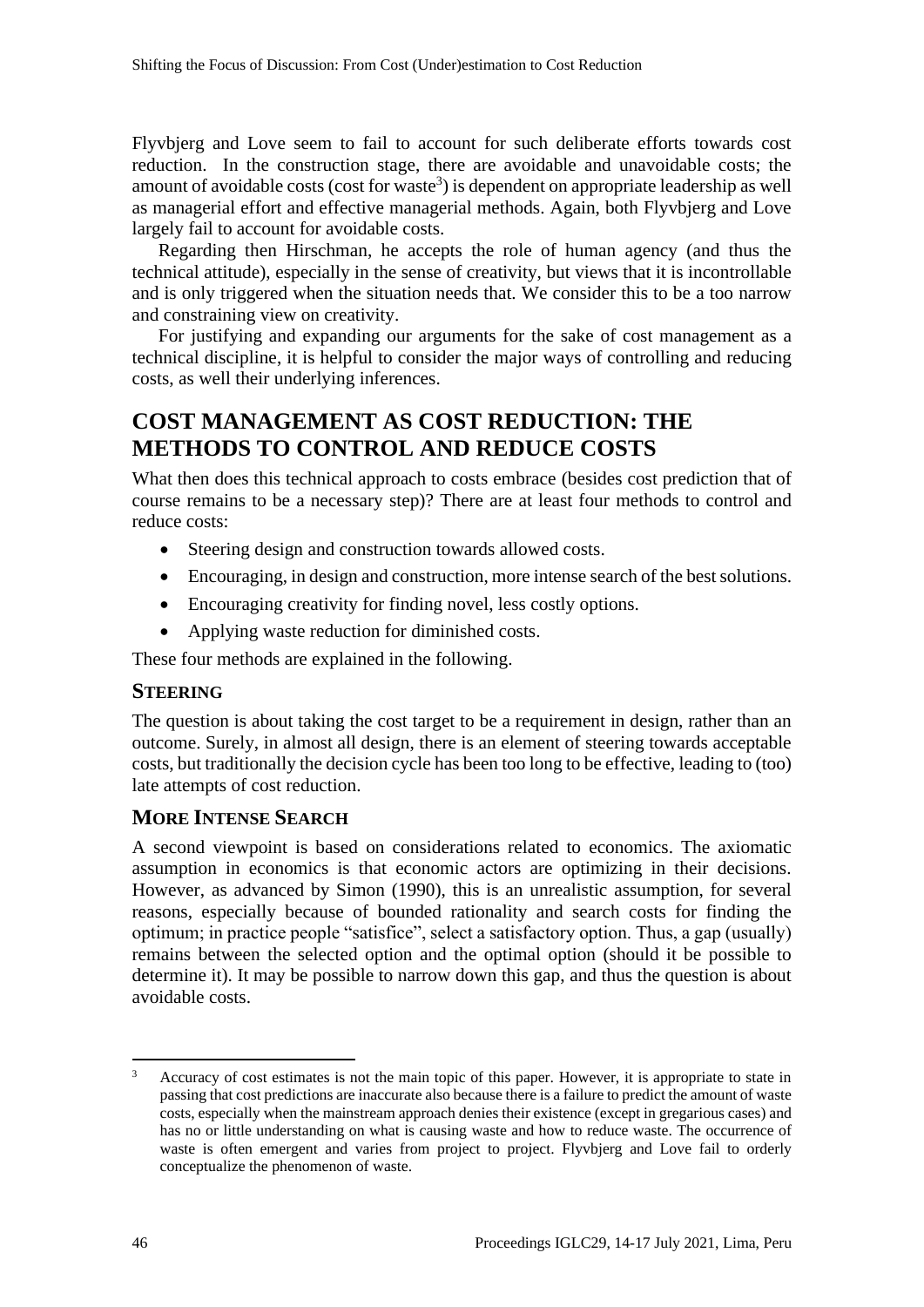Flyvbjerg and Love seem to fail to account for such deliberate efforts towards cost reduction. In the construction stage, there are avoidable and unavoidable costs; the amount of avoidable costs (cost for waste[3]) is dependent on appropriate leadership as well as managerial effort and effective managerial methods. Again, both Flyvbjerg and Love largely fail to account for avoidable costs.

Regarding then Hirschman, he accepts the role of human agency (and thus the technical attitude), especially in the sense of creativity, but views that it is incontrollable and is only triggered when the situation needs that. We consider this to be a too narrow and constraining view on creativity.

For justifying and expanding our arguments for the sake of cost management as a technical discipline, it is helpful to consider the major ways of controlling and reducing costs, as well their underlying inferences.

## COST MANAGEMENT AS COST REDUCTION: THE METHODS TO CONTROL AND REDUCE COSTS

What then does this technical approach to costs embrace (besides cost prediction that of course remains to be a necessary step)? There are at least four methods to control and reduce costs:

- Steering design and construction towards allowed costs.
- Encouraging, in design and construction, more intense search of the best solutions.
- Encouraging creativity for finding novel, less costly options.
- Applying waste reduction for diminished costs.

These four methods are explained in the following.

### STEERING

The question is about taking the cost target to be a requirement in design, rather than an outcome. Surely, in almost all design, there is an element of steering towards acceptable costs, but traditionally the decision cycle has been too long to be effective, leading to (too) late attempts of cost reduction.

### MORE INTENSE SEARCH

A second viewpoint is based on considerations related to economics. The axiomatic assumption in economics is that economic actors are optimizing in their decisions. However, as advanced by Simon (1990), this is an unrealistic assumption, for several reasons, especially because of bounded rationality and search costs for finding the optimum; in practice people "satisfice", select a satisfactory option. Thus, a gap (usually) remains between the selected option and the optimal option (should it be possible to determine it). It may be possible to narrow down this gap, and thus the question is about avoidable costs.

---

[3] Accuracy of cost estimates is not the main topic of this paper. However, it is appropriate to state in passing that cost predictions are inaccurate also because there is a failure to predict the amount of waste costs, especially when the mainstream approach denies their existence (except in gregarious cases) and has no or little understanding on what is causing waste and how to reduce waste. The occurrence of waste is often emergent and varies from project to project. Flyvbjerg and Love fail to orderly conceptualize the phenomenon of waste.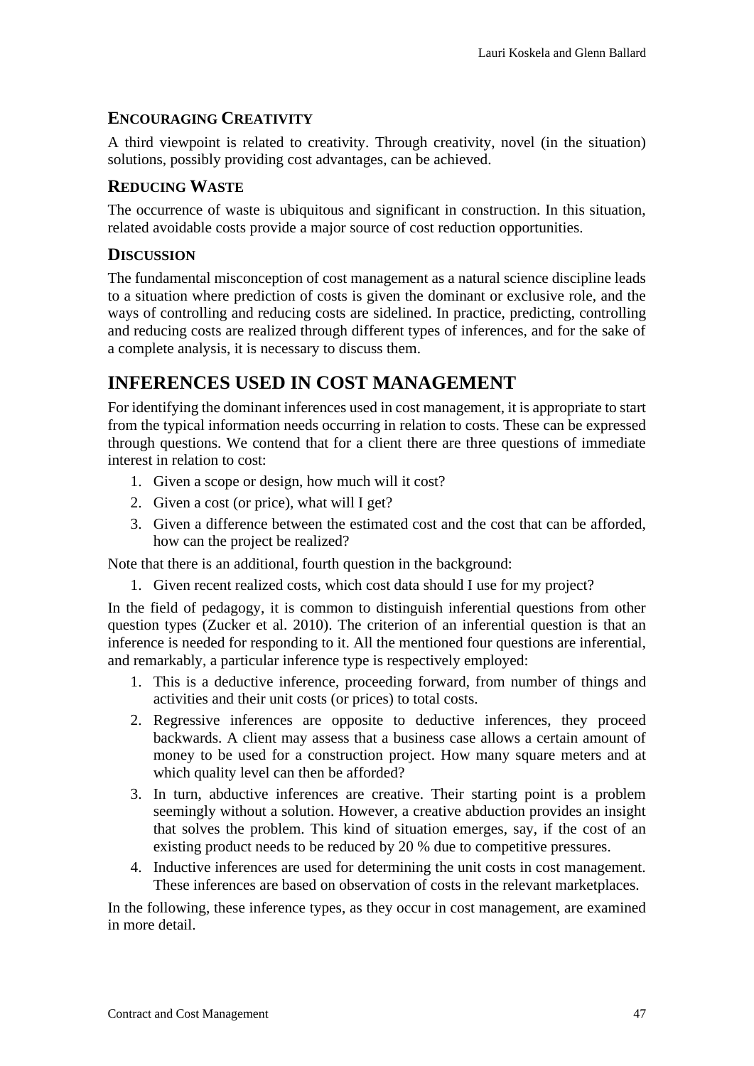### ENCOURAGING CREATIVITY

A third viewpoint is related to creativity. Through creativity, novel (in the situation) solutions, possibly providing cost advantages, can be achieved.

### REDUCING WASTE

The occurrence of waste is ubiquitous and significant in construction. In this situation, related avoidable costs provide a major source of cost reduction opportunities.

### DISCUSSION

The fundamental misconception of cost management as a natural science discipline leads to a situation where prediction of costs is given the dominant or exclusive role, and the ways of controlling and reducing costs are sidelined. In practice, predicting, controlling and reducing costs are realized through different types of inferences, and for the sake of a complete analysis, it is necessary to discuss them.

## INFERENCES USED IN COST MANAGEMENT

For identifying the dominant inferences used in cost management, it is appropriate to start from the typical information needs occurring in relation to costs. These can be expressed through questions. We contend that for a client there are three questions of immediate interest in relation to cost:

1. Given a scope or design, how much will it cost?
2. Given a cost (or price), what will I get?
3. Given a difference between the estimated cost and the cost that can be afforded, how can the project be realized?

Note that there is an additional, fourth question in the background:

1. Given recent realized costs, which cost data should I use for my project?

In the field of pedagogy, it is common to distinguish inferential questions from other question types (Zucker et al. 2010). The criterion of an inferential question is that an inference is needed for responding to it. All the mentioned four questions are inferential, and remarkably, a particular inference type is respectively employed:

1. This is a deductive inference, proceeding forward, from number of things and activities and their unit costs (or prices) to total costs.
2. Regressive inferences are opposite to deductive inferences, they proceed backwards. A client may assess that a business case allows a certain amount of money to be used for a construction project. How many square meters and at which quality level can then be afforded?
3. In turn, abductive inferences are creative. Their starting point is a problem seemingly without a solution. However, a creative abduction provides an insight that solves the problem. This kind of situation emerges, say, if the cost of an existing product needs to be reduced by 20 % due to competitive pressures.
4. Inductive inferences are used for determining the unit costs in cost management. These inferences are based on observation of costs in the relevant marketplaces.

In the following, these inference types, as they occur in cost management, are examined in more detail.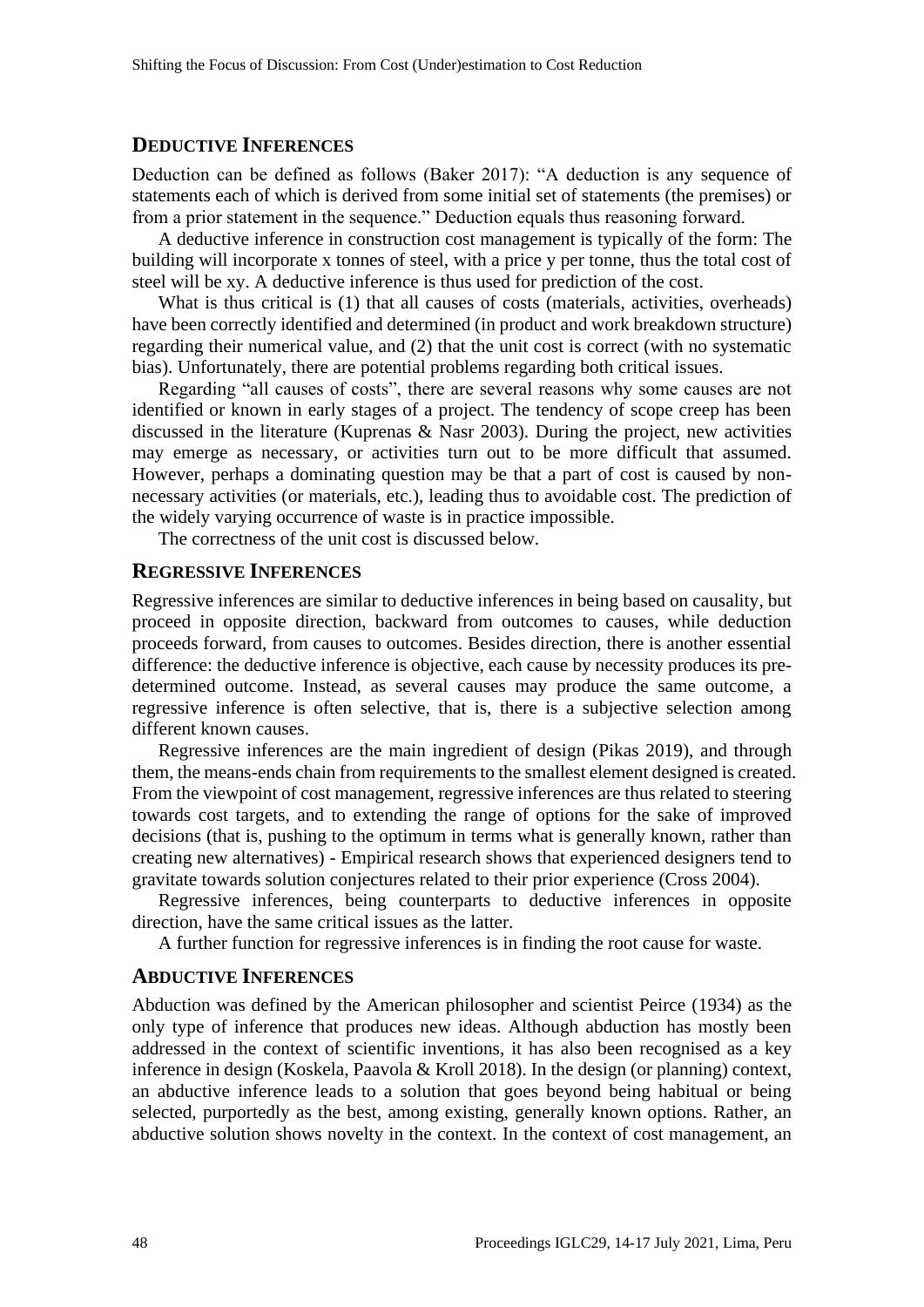## DEDUCTIVE INFERENCES

Deduction can be defined as follows (Baker 2017): "A deduction is any sequence of statements each of which is derived from some initial set of statements (the premises) or from a prior statement in the sequence." Deduction equals thus reasoning forward.

A deductive inference in construction cost management is typically of the form: The building will incorporate x tonnes of steel, with a price y per tonne, thus the total cost of steel will be xy. A deductive inference is thus used for prediction of the cost.

What is thus critical is (1) that all causes of costs (materials, activities, overheads) have been correctly identified and determined (in product and work breakdown structure) regarding their numerical value, and (2) that the unit cost is correct (with no systematic bias). Unfortunately, there are potential problems regarding both critical issues.

Regarding "all causes of costs", there are several reasons why some causes are not identified or known in early stages of a project. The tendency of scope creep has been discussed in the literature (Kuprenas & Nasr 2003). During the project, new activities may emerge as necessary, or activities turn out to be more difficult that assumed. However, perhaps a dominating question may be that a part of cost is caused by non-necessary activities (or materials, etc.), leading thus to avoidable cost. The prediction of the widely varying occurrence of waste is in practice impossible.

The correctness of the unit cost is discussed below.

## REGRESSIVE INFERENCES

Regressive inferences are similar to deductive inferences in being based on causality, but proceed in opposite direction, backward from outcomes to causes, while deduction proceeds forward, from causes to outcomes. Besides direction, there is another essential difference: the deductive inference is objective, each cause by necessity produces its pre-determined outcome. Instead, as several causes may produce the same outcome, a regressive inference is often selective, that is, there is a subjective selection among different known causes.

Regressive inferences are the main ingredient of design (Pikas 2019), and through them, the means-ends chain from requirements to the smallest element designed is created. From the viewpoint of cost management, regressive inferences are thus related to steering towards cost targets, and to extending the range of options for the sake of improved decisions (that is, pushing to the optimum in terms what is generally known, rather than creating new alternatives) - Empirical research shows that experienced designers tend to gravitate towards solution conjectures related to their prior experience (Cross 2004).

Regressive inferences, being counterparts to deductive inferences in opposite direction, have the same critical issues as the latter.

A further function for regressive inferences is in finding the root cause for waste.

## ABDUCTIVE INFERENCES

Abduction was defined by the American philosopher and scientist Peirce (1934) as the only type of inference that produces new ideas. Although abduction has mostly been addressed in the context of scientific inventions, it has also been recognised as a key inference in design (Koskela, Paavola & Kroll 2018). In the design (or planning) context, an abductive inference leads to a solution that goes beyond being habitual or being selected, purportedly as the best, among existing, generally known options. Rather, an abductive solution shows novelty in the context. In the context of cost management, an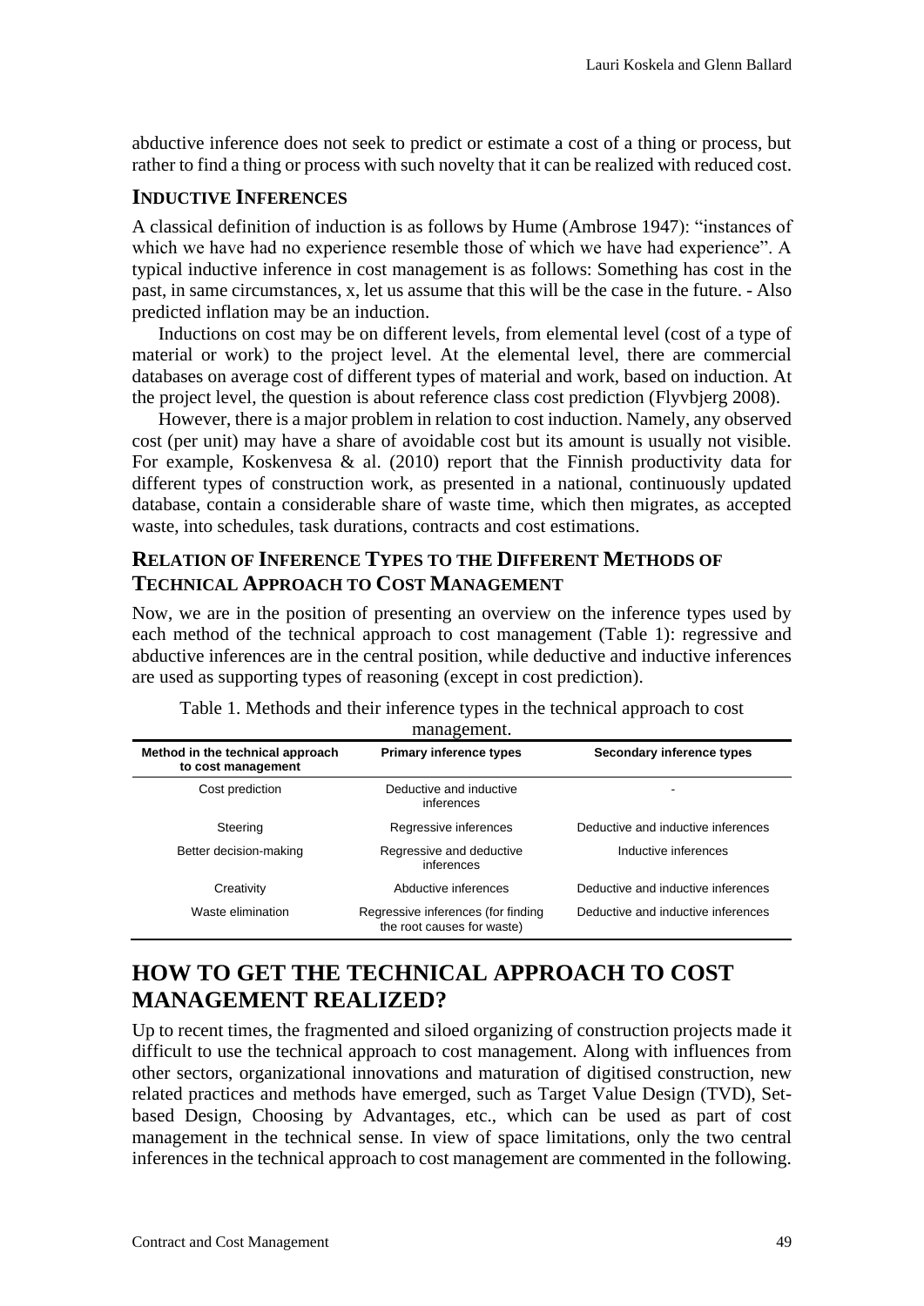abductive inference does not seek to predict or estimate a cost of a thing or process, but rather to find a thing or process with such novelty that it can be realized with reduced cost.

### INDUCTIVE INFERENCES

A classical definition of induction is as follows by Hume (Ambrose 1947): "instances of which we have had no experience resemble those of which we have had experience". A typical inductive inference in cost management is as follows: Something has cost in the past, in same circumstances, x, let us assume that this will be the case in the future. - Also predicted inflation may be an induction.

Inductions on cost may be on different levels, from elemental level (cost of a type of material or work) to the project level. At the elemental level, there are commercial databases on average cost of different types of material and work, based on induction. At the project level, the question is about reference class cost prediction (Flyvbjerg 2008).

However, there is a major problem in relation to cost induction. Namely, any observed cost (per unit) may have a share of avoidable cost but its amount is usually not visible. For example, Koskenvesa & al. (2010) report that the Finnish productivity data for different types of construction work, as presented in a national, continuously updated database, contain a considerable share of waste time, which then migrates, as accepted waste, into schedules, task durations, contracts and cost estimations.

### RELATION OF INFERENCE TYPES TO THE DIFFERENT METHODS OF TECHNICAL APPROACH TO COST MANAGEMENT

Now, we are in the position of presenting an overview on the inference types used by each method of the technical approach to cost management (Table 1): regressive and abductive inferences are in the central position, while deductive and inductive inferences are used as supporting types of reasoning (except in cost prediction).

Table 1. Methods and their inference types in the technical approach to cost management.

| Method in the technical approach to cost management | Primary inference types | Secondary inference types |
|---|---|---|
| Cost prediction | Deductive and inductive inferences | - |
| Steering | Regressive inferences | Deductive and inductive inferences |
| Better decision-making | Regressive and deductive inferences | Inductive inferences |
| Creativity | Abductive inferences | Deductive and inductive inferences |
| Waste elimination | Regressive inferences (for finding the root causes for waste) | Deductive and inductive inferences |

## HOW TO GET THE TECHNICAL APPROACH TO COST MANAGEMENT REALIZED?

Up to recent times, the fragmented and siloed organizing of construction projects made it difficult to use the technical approach to cost management. Along with influences from other sectors, organizational innovations and maturation of digitised construction, new related practices and methods have emerged, such as Target Value Design (TVD), Set-based Design, Choosing by Advantages, etc., which can be used as part of cost management in the technical sense. In view of space limitations, only the two central inferences in the technical approach to cost management are commented in the following.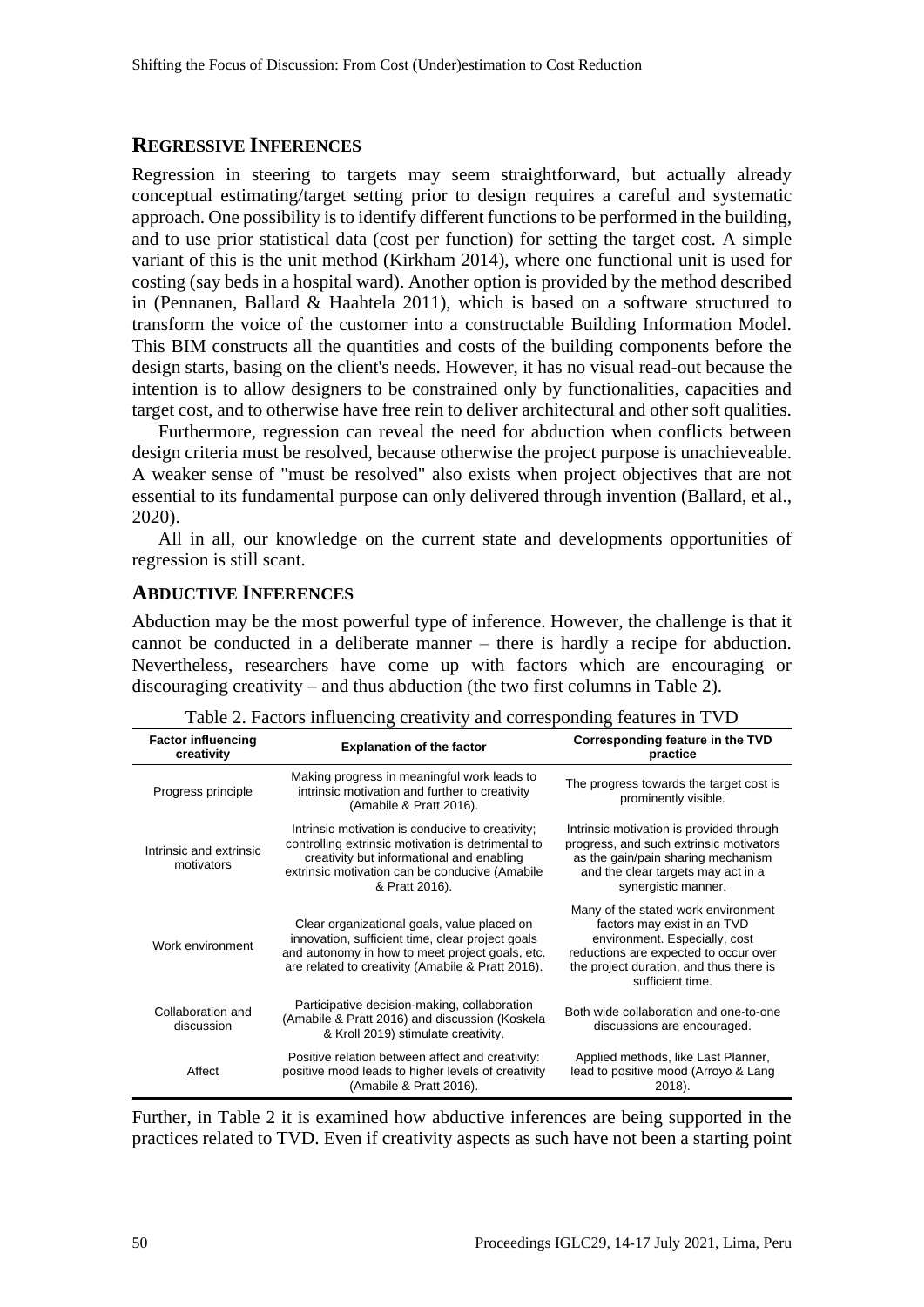## REGRESSIVE INFERENCES

Regression in steering to targets may seem straightforward, but actually already conceptual estimating/target setting prior to design requires a careful and systematic approach. One possibility is to identify different functions to be performed in the building, and to use prior statistical data (cost per function) for setting the target cost. A simple variant of this is the unit method (Kirkham 2014), where one functional unit is used for costing (say beds in a hospital ward). Another option is provided by the method described in (Pennanen, Ballard & Haahtela 2011), which is based on a software structured to transform the voice of the customer into a constructable Building Information Model. This BIM constructs all the quantities and costs of the building components before the design starts, basing on the client's needs. However, it has no visual read-out because the intention is to allow designers to be constrained only by functionalities, capacities and target cost, and to otherwise have free rein to deliver architectural and other soft qualities.

Furthermore, regression can reveal the need for abduction when conflicts between design criteria must be resolved, because otherwise the project purpose is unachieveable. A weaker sense of "must be resolved" also exists when project objectives that are not essential to its fundamental purpose can only delivered through invention (Ballard, et al., 2020).

All in all, our knowledge on the current state and developments opportunities of regression is still scant.

## ABDUCTIVE INFERENCES

Abduction may be the most powerful type of inference. However, the challenge is that it cannot be conducted in a deliberate manner – there is hardly a recipe for abduction. Nevertheless, researchers have come up with factors which are encouraging or discouraging creativity – and thus abduction (the two first columns in Table 2).

Table 2. Factors influencing creativity and corresponding features in TVD

| Factor influencing creativity | Explanation of the factor | Corresponding feature in the TVD practice |
|---|---|---|
| Progress principle | Making progress in meaningful work leads to intrinsic motivation and further to creativity (Amabile & Pratt 2016). | The progress towards the target cost is prominently visible. |
| Intrinsic and extrinsic motivators | Intrinsic motivation is conducive to creativity; controlling extrinsic motivation is detrimental to creativity but informational and enabling extrinsic motivation can be conducive (Amabile & Pratt 2016). | Intrinsic motivation is provided through progress, and such extrinsic motivators as the gain/pain sharing mechanism and the clear targets may act in a synergistic manner. |
| Work environment | Clear organizational goals, value placed on innovation, sufficient time, clear project goals and autonomy in how to meet project goals, etc. are related to creativity (Amabile & Pratt 2016). | Many of the stated work environment factors may exist in an TVD environment. Especially, cost reductions are expected to occur over the project duration, and thus there is sufficient time. |
| Collaboration and discussion | Participative decision-making, collaboration (Amabile & Pratt 2016) and discussion (Koskela & Kroll 2019) stimulate creativity. | Both wide collaboration and one-to-one discussions are encouraged. |
| Affect | Positive relation between affect and creativity: positive mood leads to higher levels of creativity (Amabile & Pratt 2016). | Applied methods, like Last Planner, lead to positive mood (Arroyo & Lang 2018). |

Further, in Table 2 it is examined how abductive inferences are being supported in the practices related to TVD. Even if creativity aspects as such have not been a starting point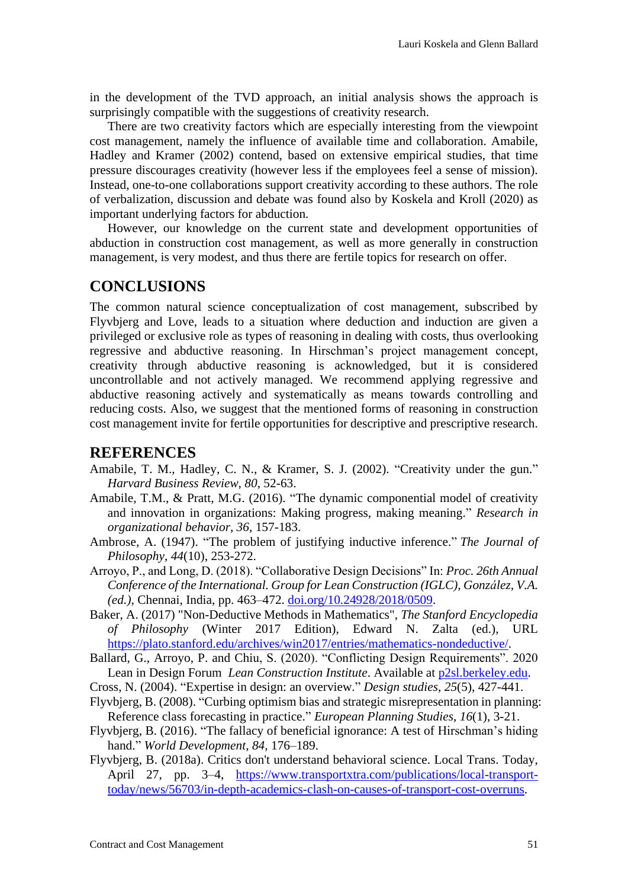in the development of the TVD approach, an initial analysis shows the approach is surprisingly compatible with the suggestions of creativity research.

There are two creativity factors which are especially interesting from the viewpoint cost management, namely the influence of available time and collaboration. Amabile, Hadley and Kramer (2002) contend, based on extensive empirical studies, that time pressure discourages creativity (however less if the employees feel a sense of mission). Instead, one-to-one collaborations support creativity according to these authors. The role of verbalization, discussion and debate was found also by Koskela and Kroll (2020) as important underlying factors for abduction.

However, our knowledge on the current state and development opportunities of abduction in construction cost management, as well as more generally in construction management, is very modest, and thus there are fertile topics for research on offer.

## CONCLUSIONS

The common natural science conceptualization of cost management, subscribed by Flyvbjerg and Love, leads to a situation where deduction and induction are given a privileged or exclusive role as types of reasoning in dealing with costs, thus overlooking regressive and abductive reasoning. In Hirschman's project management concept, creativity through abductive reasoning is acknowledged, but it is considered uncontrollable and not actively managed. We recommend applying regressive and abductive reasoning actively and systematically as means towards controlling and reducing costs. Also, we suggest that the mentioned forms of reasoning in construction cost management invite for fertile opportunities for descriptive and prescriptive research.

## REFERENCES

Amabile, T. M., Hadley, C. N., & Kramer, S. J. (2002). "Creativity under the gun." *Harvard Business Review*, *80*, 52-63.

Amabile, T.M., & Pratt, M.G. (2016). "The dynamic componential model of creativity and innovation in organizations: Making progress, making meaning." *Research in organizational behavior*, *36*, 157-183.

Ambrose, A. (1947). "The problem of justifying inductive inference." *The Journal of Philosophy*, *44*(10), 253-272.

Arroyo, P., and Long, D. (2018). "Collaborative Design Decisions" In: *Proc. 26th Annual Conference of the International. Group for Lean Construction (IGLC), González, V.A. (ed.)*, Chennai, India, pp. 463–472. doi.org/10.24928/2018/0509.

Baker, A. (2017) "Non-Deductive Methods in Mathematics", *The Stanford Encyclopedia of Philosophy* (Winter 2017 Edition), Edward N. Zalta (ed.), URL https://plato.stanford.edu/archives/win2017/entries/mathematics-nondeductive/.

Ballard, G., Arroyo, P. and Chiu, S. (2020). "Conflicting Design Requirements". 2020 Lean in Design Forum *Lean Construction Institute*. Available at p2sl.berkeley.edu.

Cross, N. (2004). "Expertise in design: an overview." *Design studies*, *25*(5), 427-441.

Flyvbjerg, B. (2008). "Curbing optimism bias and strategic misrepresentation in planning: Reference class forecasting in practice." *European Planning Studies*, *16*(1), 3-21.

Flyvbjerg, B. (2016). "The fallacy of beneficial ignorance: A test of Hirschman's hiding hand." *World Development*, *84*, 176–189.

Flyvbjerg, B. (2018a). Critics don't understand behavioral science. Local Trans. Today, April 27, pp. 3–4, https://www.transportxtra.com/publications/local-transport-today/news/56703/in-depth-academics-clash-on-causes-of-transport-cost-overruns.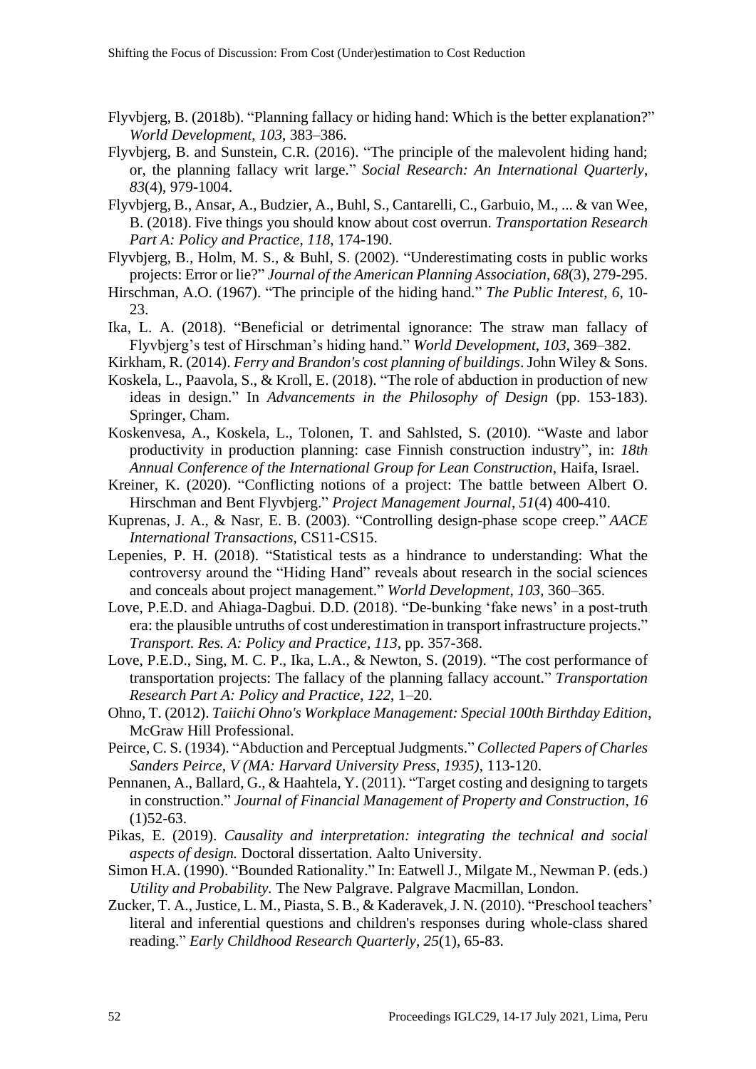Flyvbjerg, B. (2018b). "Planning fallacy or hiding hand: Which is the better explanation?" *World Development*, *103*, 383–386.

Flyvbjerg, B. and Sunstein, C.R. (2016). "The principle of the malevolent hiding hand; or, the planning fallacy writ large." *Social Research: An International Quarterly*, *83*(4), 979-1004.

Flyvbjerg, B., Ansar, A., Budzier, A., Buhl, S., Cantarelli, C., Garbuio, M., ... & van Wee, B. (2018). Five things you should know about cost overrun. *Transportation Research Part A: Policy and Practice*, *118*, 174-190.

Flyvbjerg, B., Holm, M. S., & Buhl, S. (2002). "Underestimating costs in public works projects: Error or lie?" *Journal of the American Planning Association*, *68*(3), 279-295.

Hirschman, A.O. (1967). "The principle of the hiding hand." *The Public Interest*, *6*, 10-23.

Ika, L. A. (2018). "Beneficial or detrimental ignorance: The straw man fallacy of Flyvbjerg's test of Hirschman's hiding hand." *World Development*, *103*, 369–382.

Kirkham, R. (2014). *Ferry and Brandon's cost planning of buildings*. John Wiley & Sons.

Koskela, L., Paavola, S., & Kroll, E. (2018). "The role of abduction in production of new ideas in design." In *Advancements in the Philosophy of Design* (pp. 153-183). Springer, Cham.

Koskenvesa, A., Koskela, L., Tolonen, T. and Sahlsted, S. (2010). "Waste and labor productivity in production planning: case Finnish construction industry", in: *18th Annual Conference of the International Group for Lean Construction*, Haifa, Israel.

Kreiner, K. (2020). "Conflicting notions of a project: The battle between Albert O. Hirschman and Bent Flyvbjerg." *Project Management Journal*, *51*(4) 400-410.

Kuprenas, J. A., & Nasr, E. B. (2003). "Controlling design-phase scope creep." *AACE International Transactions*, CS11-CS15.

Lepenies, P. H. (2018). "Statistical tests as a hindrance to understanding: What the controversy around the "Hiding Hand" reveals about research in the social sciences and conceals about project management." *World Development*, *103*, 360–365.

Love, P.E.D. and Ahiaga-Dagbui. D.D. (2018). "De-bunking 'fake news' in a post-truth era: the plausible untruths of cost underestimation in transport infrastructure projects." *Transport. Res. A: Policy and Practice*, *113*, pp. 357-368.

Love, P.E.D., Sing, M. C. P., Ika, L.A., & Newton, S. (2019). "The cost performance of transportation projects: The fallacy of the planning fallacy account." *Transportation Research Part A: Policy and Practice*, *122*, 1–20.

Ohno, T. (2012). *Taiichi Ohno's Workplace Management: Special 100th Birthday Edition*, McGraw Hill Professional.

Peirce, C. S. (1934). "Abduction and Perceptual Judgments." *Collected Papers of Charles Sanders Peirce, V (MA: Harvard University Press, 1935)*, 113-120.

Pennanen, A., Ballard, G., & Haahtela, Y. (2011). "Target costing and designing to targets in construction." *Journal of Financial Management of Property and Construction*, *16* (1)52-63.

Pikas, E. (2019). *Causality and interpretation: integrating the technical and social aspects of design.* Doctoral dissertation. Aalto University.

Simon H.A. (1990). "Bounded Rationality." In: Eatwell J., Milgate M., Newman P. (eds.) *Utility and Probability.* The New Palgrave. Palgrave Macmillan, London.

Zucker, T. A., Justice, L. M., Piasta, S. B., & Kaderavek, J. N. (2010). "Preschool teachers' literal and inferential questions and children's responses during whole-class shared reading." *Early Childhood Research Quarterly*, *25*(1), 65-83.